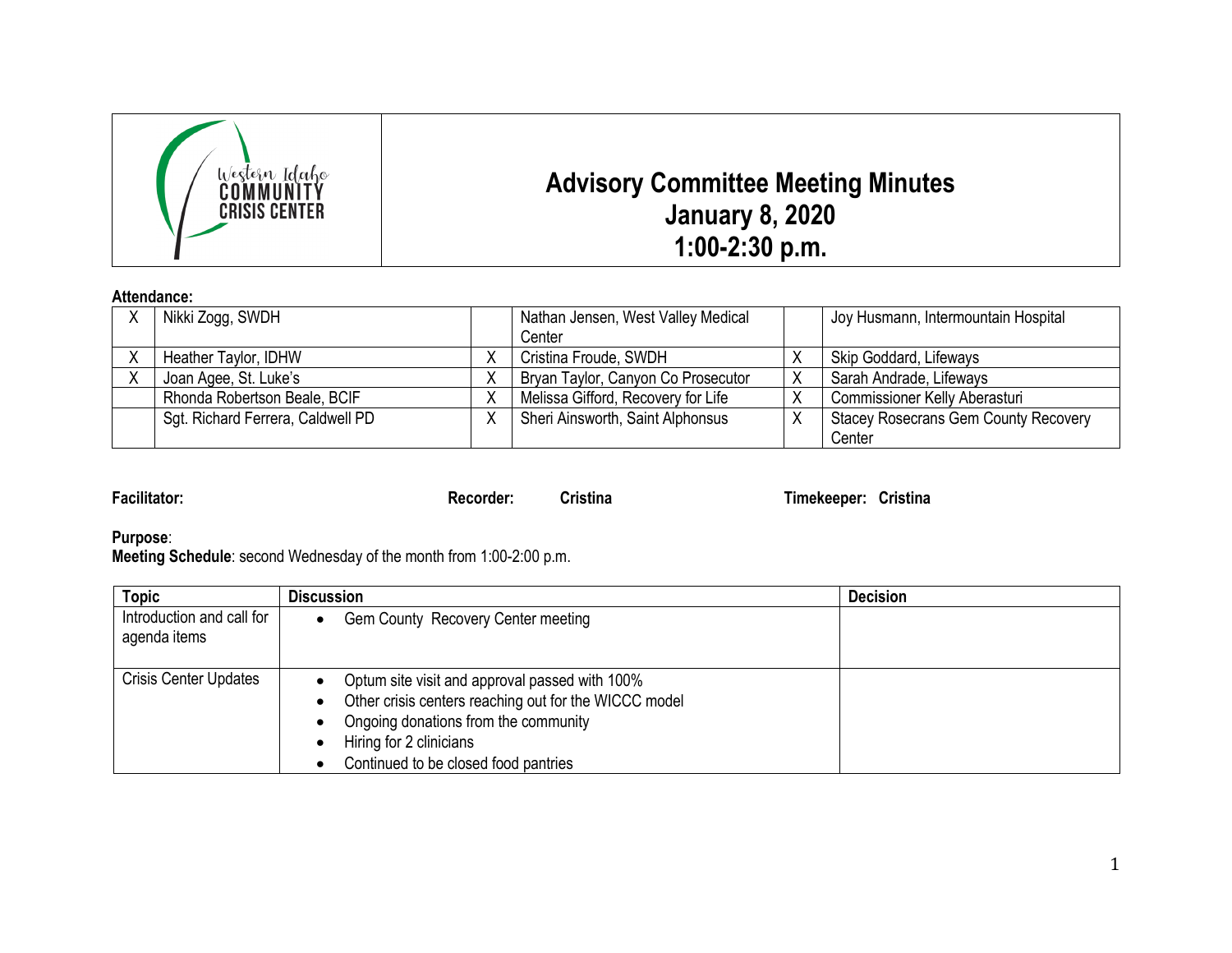# Advisory Committee Meeting Minutes
## January 8, 2020
## 1:00-2:30 p.m.

Western Idaho COMMUNITY CRISIS CENTER

**Attendance:**

| | | | | | |
|---|---|---|---|---|---|
| X | Nikki Zogg, SWDH | | Nathan Jensen, West Valley Medical Center | | Joy Husmann, Intermountain Hospital |
| X | Heather Taylor, IDHW | X | Cristina Froude, SWDH | X | Skip Goddard, Lifeways |
| X | Joan Agee, St. Luke's | X | Bryan Taylor, Canyon Co Prosecutor | X | Sarah Andrade, Lifeways |
| | Rhonda Robertson Beale, BCIF | X | Melissa Gifford, Recovery for Life | X | Commissioner Kelly Aberasturi |
| | Sgt. Richard Ferrera, Caldwell PD | X | Sheri Ainsworth, Saint Alphonsus | X | Stacey Rosecrans Gem County Recovery Center |

**Facilitator:** **Recorder:** **Cristina** **Timekeeper:** **Cristina**

**Purpose**:
**Meeting Schedule**: second Wednesday of the month from 1:00-2:00 p.m.

| Topic | Discussion | Decision |
|---|---|---|
| Introduction and call for agenda items | • Gem County Recovery Center meeting | |
| Crisis Center Updates | • Optum site visit and approval passed with 100%<br>• Other crisis centers reaching out for the WICCC model<br>• Ongoing donations from the community<br>• Hiring for 2 clinicians<br>• Continued to be closed food pantries | |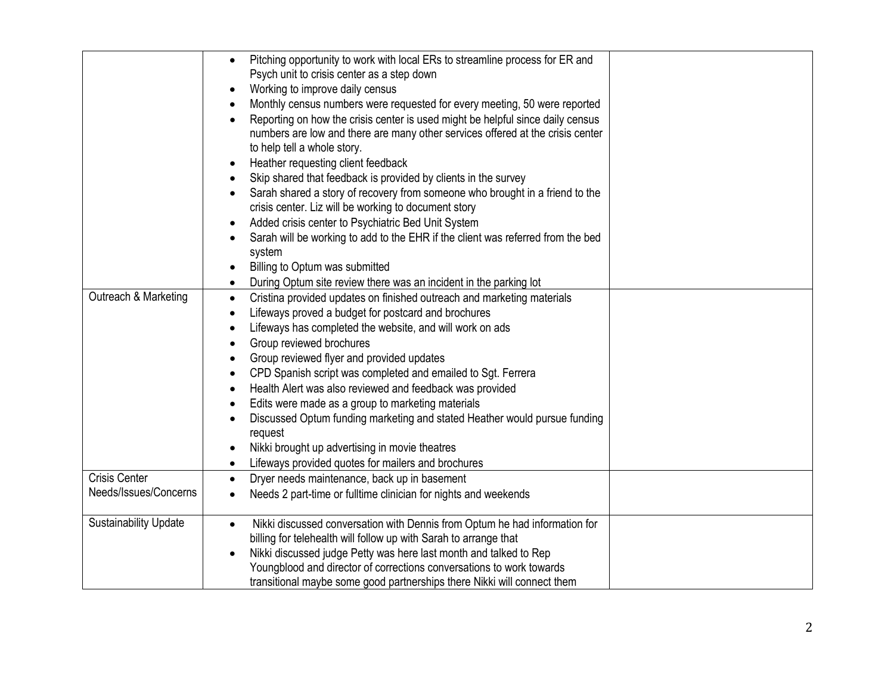| | | |
|---|---|---|
| | • Pitching opportunity to work with local ERs to streamline process for ER and Psych unit to crisis center as a step down<br>• Working to improve daily census<br>• Monthly census numbers were requested for every meeting, 50 were reported<br>• Reporting on how the crisis center is used might be helpful since daily census numbers are low and there are many other services offered at the crisis center to help tell a whole story.<br>• Heather requesting client feedback<br>• Skip shared that feedback is provided by clients in the survey<br>• Sarah shared a story of recovery from someone who brought in a friend to the crisis center. Liz will be working to document story<br>• Added crisis center to Psychiatric Bed Unit System<br>• Sarah will be working to add to the EHR if the client was referred from the bed system<br>• Billing to Optum was submitted<br>• During Optum site review there was an incident in the parking lot | |
| Outreach & Marketing | • Cristina provided updates on finished outreach and marketing materials<br>• Lifeways proved a budget for postcard and brochures<br>• Lifeways has completed the website, and will work on ads<br>• Group reviewed brochures<br>• Group reviewed flyer and provided updates<br>• CPD Spanish script was completed and emailed to Sgt. Ferrera<br>• Health Alert was also reviewed and feedback was provided<br>• Edits were made as a group to marketing materials<br>• Discussed Optum funding marketing and stated Heather would pursue funding request<br>• Nikki brought up advertising in movie theatres<br>• Lifeways provided quotes for mailers and brochures | |
| Crisis Center Needs/Issues/Concerns | • Dryer needs maintenance, back up in basement<br>• Needs 2 part-time or fulltime clinician for nights and weekends | |
| Sustainability Update | • Nikki discussed conversation with Dennis from Optum he had information for billing for telehealth will follow up with Sarah to arrange that<br>• Nikki discussed judge Petty was here last month and talked to Rep Youngblood and director of corrections conversations to work towards transitional maybe some good partnerships there Nikki will connect them | |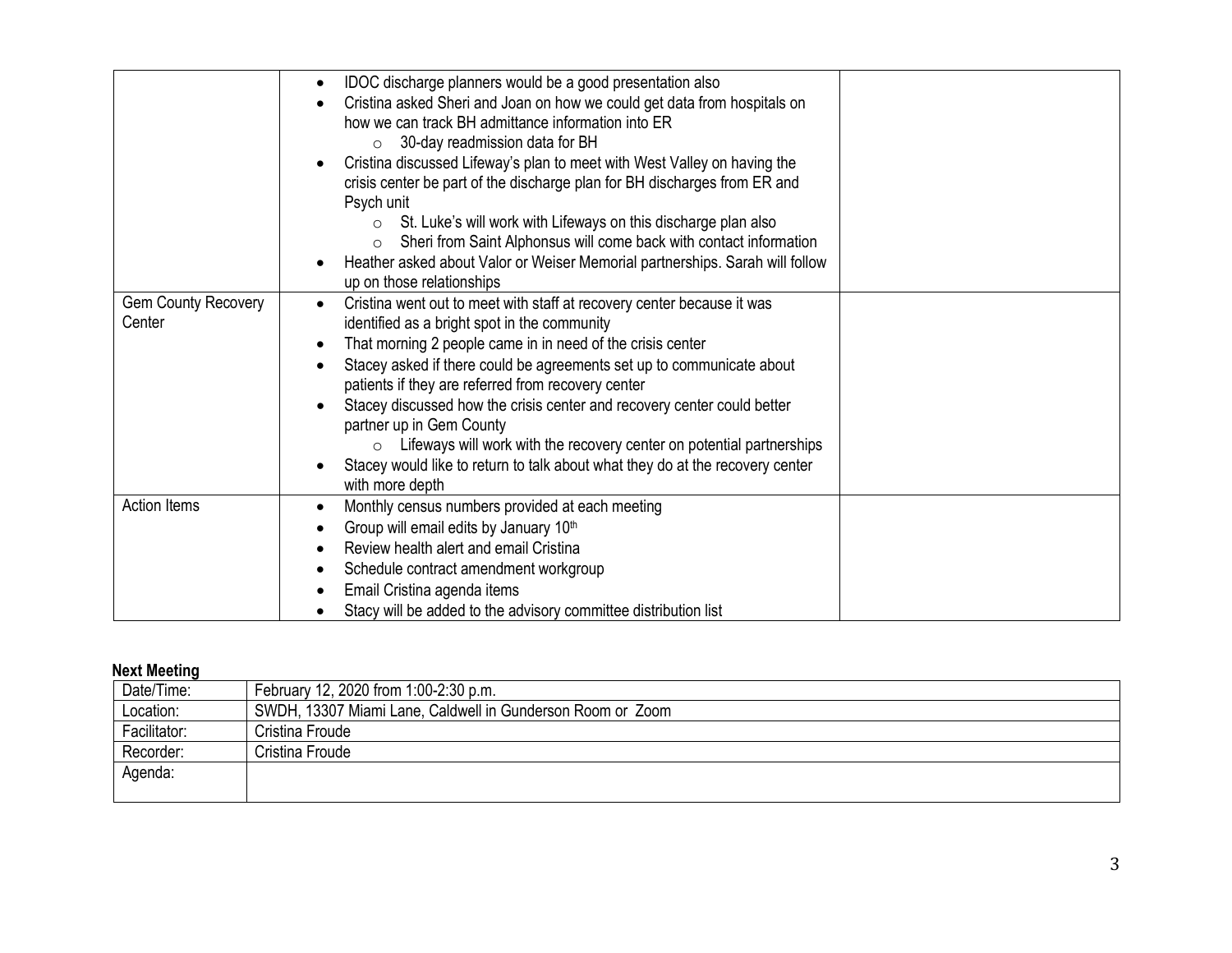|  |  |  |
|---|---|---|
|  | • IDOC discharge planners would be a good presentation also<br>• Cristina asked Sheri and Joan on how we could get data from hospitals on how we can track BH admittance information into ER<br>  ○ 30-day readmission data for BH<br>• Cristina discussed Lifeway's plan to meet with West Valley on having the crisis center be part of the discharge plan for BH discharges from ER and Psych unit<br>  ○ St. Luke's will work with Lifeways on this discharge plan also<br>  ○ Sheri from Saint Alphonsus will come back with contact information<br>• Heather asked about Valor or Weiser Memorial partnerships. Sarah will follow up on those relationships |  |
| Gem County Recovery Center | • Cristina went out to meet with staff at recovery center because it was identified as a bright spot in the community<br>• That morning 2 people came in in need of the crisis center<br>• Stacey asked if there could be agreements set up to communicate about patients if they are referred from recovery center<br>• Stacey discussed how the crisis center and recovery center could better partner up in Gem County<br>  ○ Lifeways will work with the recovery center on potential partnerships<br>• Stacey would like to return to talk about what they do at the recovery center with more depth |  |
| Action Items | • Monthly census numbers provided at each meeting<br>• Group will email edits by January 10th<br>• Review health alert and email Cristina<br>• Schedule contract amendment workgroup<br>• Email Cristina agenda items<br>• Stacy will be added to the advisory committee distribution list |  |

**Next Meeting**

|  |  |
|---|---|
| Date/Time: | February 12, 2020 from 1:00-2:30 p.m. |
| Location: | SWDH, 13307 Miami Lane, Caldwell in Gunderson Room or Zoom |
| Facilitator: | Cristina Froude |
| Recorder: | Cristina Froude |
| Agenda: |  |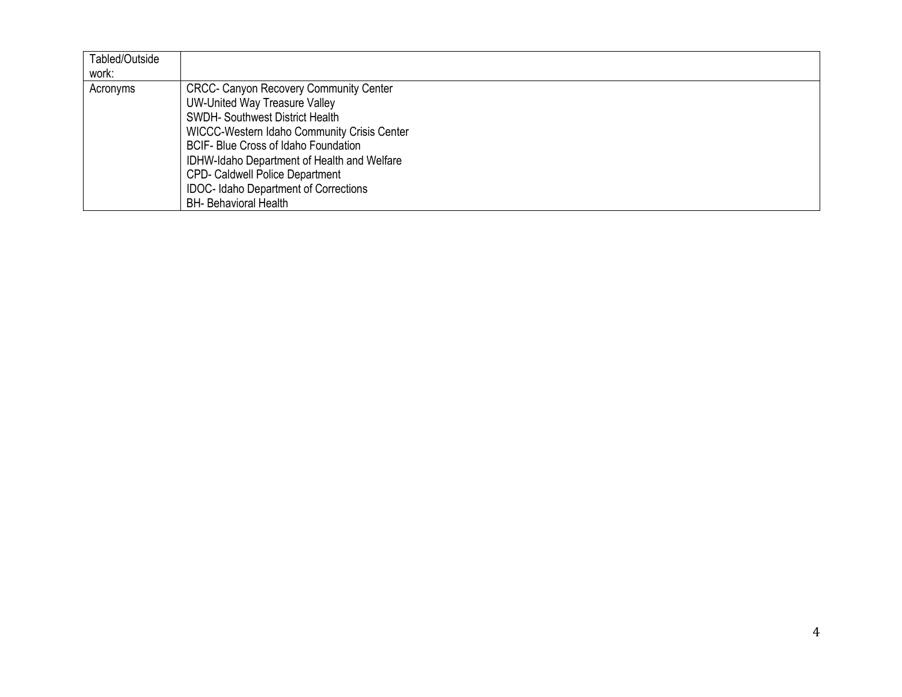| | |
|---|---|
| Tabled/Outside work: | |
| Acronyms | CRCC- Canyon Recovery Community Center<br>UW-United Way Treasure Valley<br>SWDH- Southwest District Health<br>WICCC-Western Idaho Community Crisis Center<br>BCIF- Blue Cross of Idaho Foundation<br>IDHW-Idaho Department of Health and Welfare<br>CPD- Caldwell Police Department<br>IDOC- Idaho Department of Corrections<br>BH- Behavioral Health |